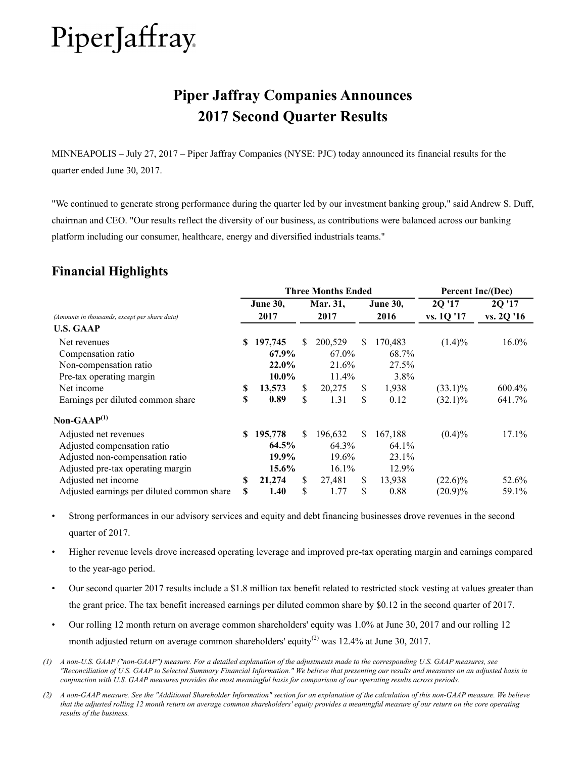PiperJaffray

# Piper Jaffray Companies Announces 2017 Second Quarter Results

MINNEAPOLIS – July 27, 2017 – Piper Jaffray Companies (NYSE: PJC) today announced its financial results for the quarter ended June 30, 2017.

"We continued to generate strong performance during the quarter led by our investment banking group," said Andrew S. Duff, chairman and CEO. "Our results reflect the diversity of our business, as contributions were balanced across our banking platform including our consumer, healthcare, energy and diversified industrials teams."

## Financial Highlights

| | Three Months Ended | | | Percent Inc/(Dec) | |
|---|---|---|---|---|---|
| *(Amounts in thousands, except per share data)* | **June 30, 2017** | **Mar. 31, 2017** | **June 30, 2016** | **2Q '17 vs. 1Q '17** | **2Q '17 vs. 2Q '16** |
| **U.S. GAAP** | | | | | |
| Net revenues | **$ 197,745** | $ 200,529 | $ 170,483 | (1.4)% | 16.0% |
| Compensation ratio | **67.9%** | 67.0% | 68.7% | | |
| Non-compensation ratio | **22.0%** | 21.6% | 27.5% | | |
| Pre-tax operating margin | **10.0%** | 11.4% | 3.8% | | |
| Net income | **$ 13,573** | $ 20,275 | $ 1,938 | (33.1)% | 600.4% |
| Earnings per diluted common share | **$ 0.89** | $ 1.31 | $ 0.12 | (32.1)% | 641.7% |
| **Non-GAAP(1)** | | | | | |
| Adjusted net revenues | **$ 195,778** | $ 196,632 | $ 167,188 | (0.4)% | 17.1% |
| Adjusted compensation ratio | **64.5%** | 64.3% | 64.1% | | |
| Adjusted non-compensation ratio | **19.9%** | 19.6% | 23.1% | | |
| Adjusted pre-tax operating margin | **15.6%** | 16.1% | 12.9% | | |
| Adjusted net income | **$ 21,274** | $ 27,481 | $ 13,938 | (22.6)% | 52.6% |
| Adjusted earnings per diluted common share | **$ 1.40** | $ 1.77 | $ 0.88 | (20.9)% | 59.1% |

- Strong performances in our advisory services and equity and debt financing businesses drove revenues in the second quarter of 2017.
- Higher revenue levels drove increased operating leverage and improved pre-tax operating margin and earnings compared to the year-ago period.
- Our second quarter 2017 results include a $1.8 million tax benefit related to restricted stock vesting at values greater than the grant price. The tax benefit increased earnings per diluted common share by $0.12 in the second quarter of 2017.
- Our rolling 12 month return on average common shareholders' equity was 1.0% at June 30, 2017 and our rolling 12 month adjusted return on average common shareholders' equity(2) was 12.4% at June 30, 2017.

*(1) A non-U.S. GAAP ("non-GAAP") measure. For a detailed explanation of the adjustments made to the corresponding U.S. GAAP measures, see "Reconciliation of U.S. GAAP to Selected Summary Financial Information." We believe that presenting our results and measures on an adjusted basis in conjunction with U.S. GAAP measures provides the most meaningful basis for comparison of our operating results across periods.*

*(2) A non-GAAP measure. See the "Additional Shareholder Information" section for an explanation of the calculation of this non-GAAP measure. We believe that the adjusted rolling 12 month return on average common shareholders' equity provides a meaningful measure of our return on the core operating results of the business.*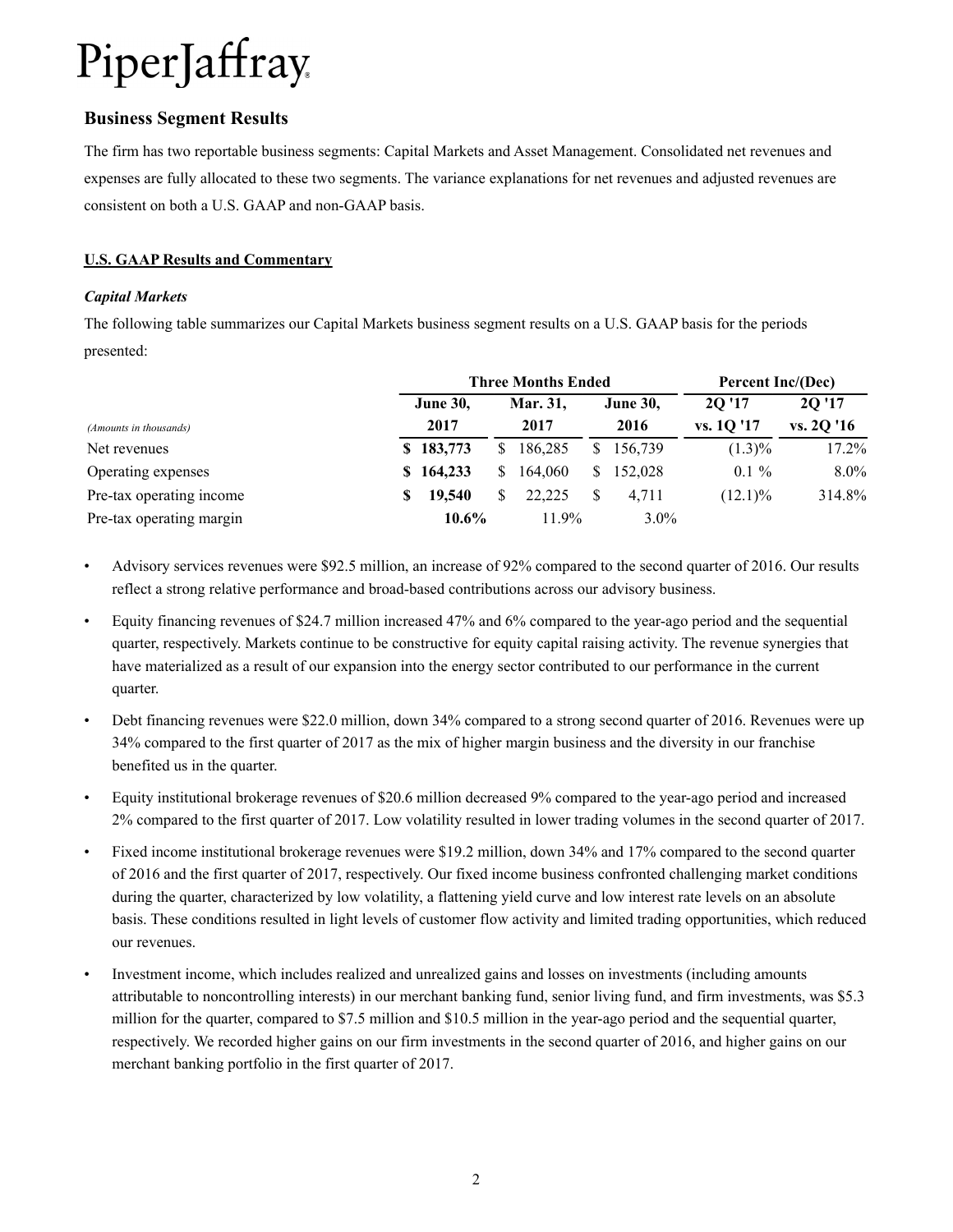PiperJaffray

## Business Segment Results

The firm has two reportable business segments: Capital Markets and Asset Management. Consolidated net revenues and expenses are fully allocated to these two segments. The variance explanations for net revenues and adjusted revenues are consistent on both a U.S. GAAP and non-GAAP basis.

**U.S. GAAP Results and Commentary**

***Capital Markets***

The following table summarizes our Capital Markets business segment results on a U.S. GAAP basis for the periods presented:

| | Three Months Ended | | | Percent Inc/(Dec) | |
|---|---|---|---|---|---|
| *(Amounts in thousands)* | **June 30, 2017** | **Mar. 31, 2017** | **June 30, 2016** | **2Q '17 vs. 1Q '17** | **2Q '17 vs. 2Q '16** |
| Net revenues | **$ 183,773** | $ 186,285 | $ 156,739 | (1.3)% | 17.2% |
| Operating expenses | **$ 164,233** | $ 164,060 | $ 152,028 | 0.1 % | 8.0% |
| Pre-tax operating income | **$ 19,540** | $ 22,225 | $ 4,711 | (12.1)% | 314.8% |
| Pre-tax operating margin | **10.6%** | 11.9% | 3.0% | | |

- Advisory services revenues were $92.5 million, an increase of 92% compared to the second quarter of 2016. Our results reflect a strong relative performance and broad-based contributions across our advisory business.
- Equity financing revenues of $24.7 million increased 47% and 6% compared to the year-ago period and the sequential quarter, respectively. Markets continue to be constructive for equity capital raising activity. The revenue synergies that have materialized as a result of our expansion into the energy sector contributed to our performance in the current quarter.
- Debt financing revenues were $22.0 million, down 34% compared to a strong second quarter of 2016. Revenues were up 34% compared to the first quarter of 2017 as the mix of higher margin business and the diversity in our franchise benefited us in the quarter.
- Equity institutional brokerage revenues of $20.6 million decreased 9% compared to the year-ago period and increased 2% compared to the first quarter of 2017. Low volatility resulted in lower trading volumes in the second quarter of 2017.
- Fixed income institutional brokerage revenues were $19.2 million, down 34% and 17% compared to the second quarter of 2016 and the first quarter of 2017, respectively. Our fixed income business confronted challenging market conditions during the quarter, characterized by low volatility, a flattening yield curve and low interest rate levels on an absolute basis. These conditions resulted in light levels of customer flow activity and limited trading opportunities, which reduced our revenues.
- Investment income, which includes realized and unrealized gains and losses on investments (including amounts attributable to noncontrolling interests) in our merchant banking fund, senior living fund, and firm investments, was $5.3 million for the quarter, compared to $7.5 million and $10.5 million in the year-ago period and the sequential quarter, respectively. We recorded higher gains on our firm investments in the second quarter of 2016, and higher gains on our merchant banking portfolio in the first quarter of 2017.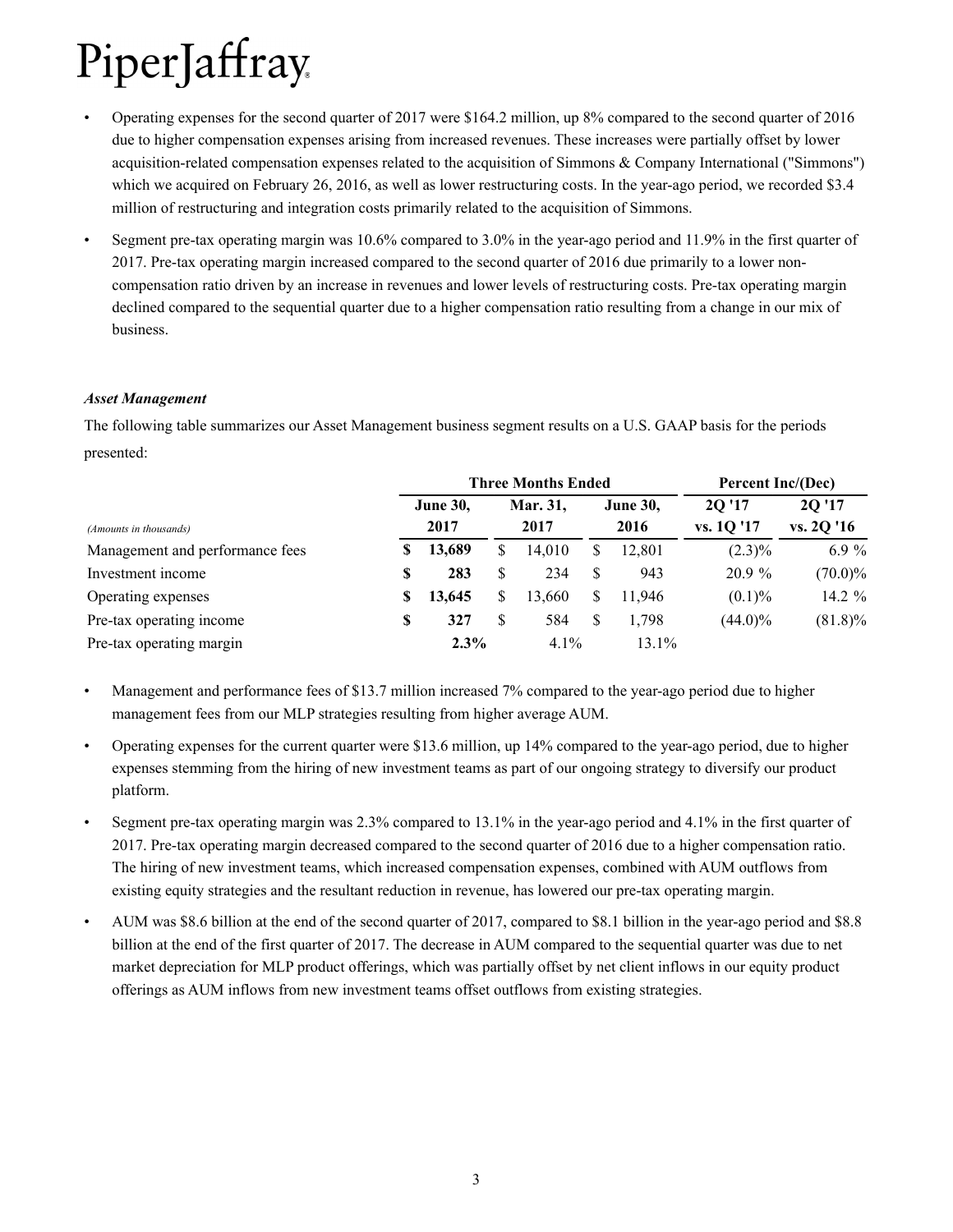- Operating expenses for the second quarter of 2017 were $164.2 million, up 8% compared to the second quarter of 2016 due to higher compensation expenses arising from increased revenues. These increases were partially offset by lower acquisition-related compensation expenses related to the acquisition of Simmons & Company International ("Simmons") which we acquired on February 26, 2016, as well as lower restructuring costs. In the year-ago period, we recorded $3.4 million of restructuring and integration costs primarily related to the acquisition of Simmons.
- Segment pre-tax operating margin was 10.6% compared to 3.0% in the year-ago period and 11.9% in the first quarter of 2017. Pre-tax operating margin increased compared to the second quarter of 2016 due primarily to a lower non-compensation ratio driven by an increase in revenues and lower levels of restructuring costs. Pre-tax operating margin declined compared to the sequential quarter due to a higher compensation ratio resulting from a change in our mix of business.

***Asset Management***

The following table summarizes our Asset Management business segment results on a U.S. GAAP basis for the periods presented:

| | Three Months Ended | | | Percent Inc/(Dec) | |
|---|---|---|---|---|---|
| *(Amounts in thousands)* | **June 30, 2017** | **Mar. 31, 2017** | **June 30, 2016** | **2Q '17 vs. 1Q '17** | **2Q '17 vs. 2Q '16** |
| Management and performance fees | **$ 13,689** | $ 14,010 | $ 12,801 | (2.3)% | 6.9 % |
| Investment income | **$ 283** | $ 234 | $ 943 | 20.9 % | (70.0)% |
| Operating expenses | **$ 13,645** | $ 13,660 | $ 11,946 | (0.1)% | 14.2 % |
| Pre-tax operating income | **$ 327** | $ 584 | $ 1,798 | (44.0)% | (81.8)% |
| Pre-tax operating margin | **2.3%** | 4.1% | 13.1% | | |

- Management and performance fees of $13.7 million increased 7% compared to the year-ago period due to higher management fees from our MLP strategies resulting from higher average AUM.
- Operating expenses for the current quarter were $13.6 million, up 14% compared to the year-ago period, due to higher expenses stemming from the hiring of new investment teams as part of our ongoing strategy to diversify our product platform.
- Segment pre-tax operating margin was 2.3% compared to 13.1% in the year-ago period and 4.1% in the first quarter of 2017. Pre-tax operating margin decreased compared to the second quarter of 2016 due to a higher compensation ratio. The hiring of new investment teams, which increased compensation expenses, combined with AUM outflows from existing equity strategies and the resultant reduction in revenue, has lowered our pre-tax operating margin.
- AUM was $8.6 billion at the end of the second quarter of 2017, compared to $8.1 billion in the year-ago period and $8.8 billion at the end of the first quarter of 2017. The decrease in AUM compared to the sequential quarter was due to net market depreciation for MLP product offerings, which was partially offset by net client inflows in our equity product offerings as AUM inflows from new investment teams offset outflows from existing strategies.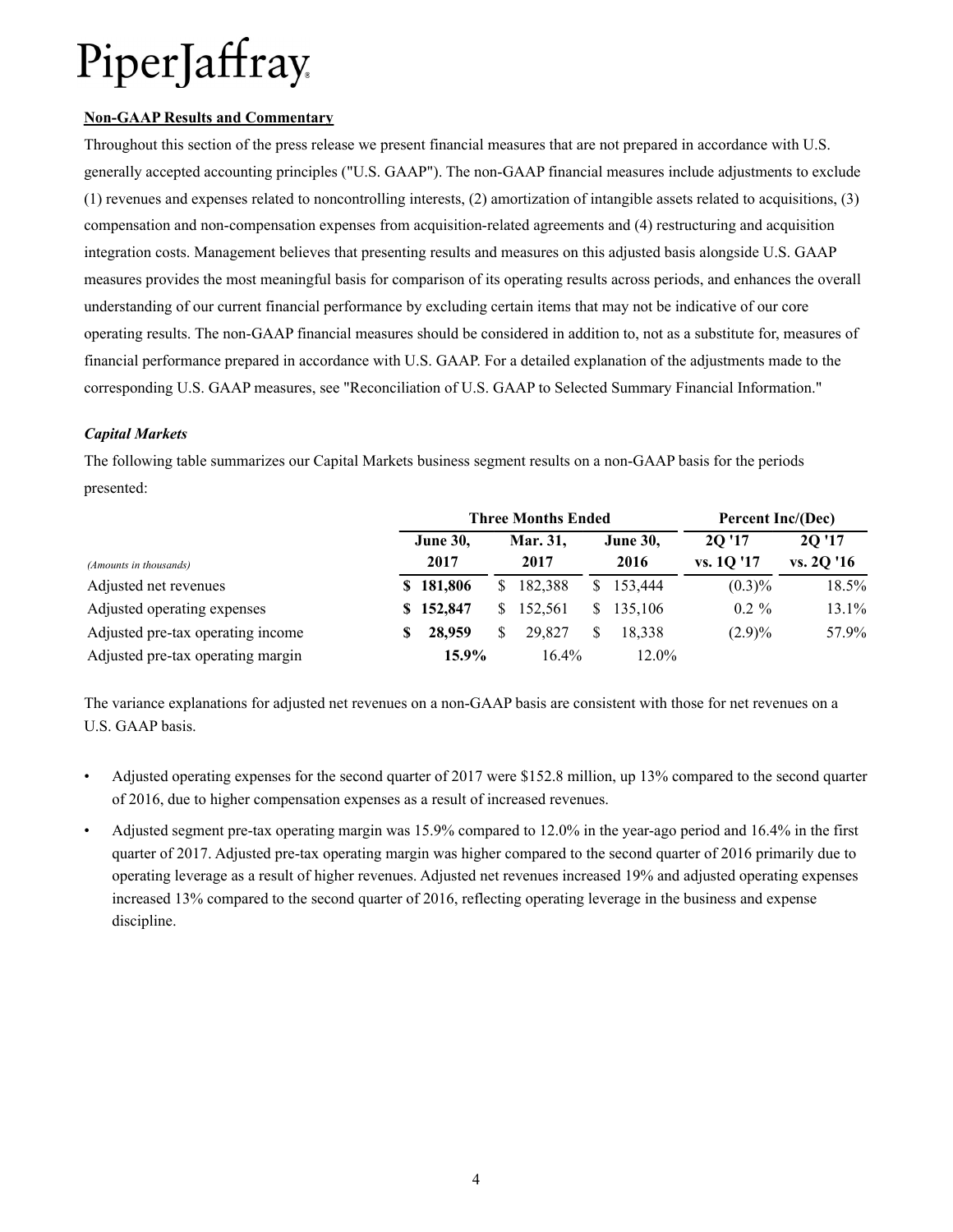PiperJaffray

**Non-GAAP Results and Commentary**

Throughout this section of the press release we present financial measures that are not prepared in accordance with U.S. generally accepted accounting principles ("U.S. GAAP"). The non-GAAP financial measures include adjustments to exclude (1) revenues and expenses related to noncontrolling interests, (2) amortization of intangible assets related to acquisitions, (3) compensation and non-compensation expenses from acquisition-related agreements and (4) restructuring and acquisition integration costs. Management believes that presenting results and measures on this adjusted basis alongside U.S. GAAP measures provides the most meaningful basis for comparison of its operating results across periods, and enhances the overall understanding of our current financial performance by excluding certain items that may not be indicative of our core operating results. The non-GAAP financial measures should be considered in addition to, not as a substitute for, measures of financial performance prepared in accordance with U.S. GAAP. For a detailed explanation of the adjustments made to the corresponding U.S. GAAP measures, see "Reconciliation of U.S. GAAP to Selected Summary Financial Information."

***Capital Markets***

The following table summarizes our Capital Markets business segment results on a non-GAAP basis for the periods presented:

| | Three Months Ended | | | Percent Inc/(Dec) | |
|---|---|---|---|---|---|
| *(Amounts in thousands)* | **June 30, 2017** | **Mar. 31, 2017** | **June 30, 2016** | **2Q '17 vs. 1Q '17** | **2Q '17 vs. 2Q '16** |
| Adjusted net revenues | **$ 181,806** | $ 182,388 | $ 153,444 | (0.3)% | 18.5% |
| Adjusted operating expenses | **$ 152,847** | $ 152,561 | $ 135,106 | 0.2 % | 13.1% |
| Adjusted pre-tax operating income | **$ 28,959** | $ 29,827 | $ 18,338 | (2.9)% | 57.9% |
| Adjusted pre-tax operating margin | **15.9%** | 16.4% | 12.0% | | |

The variance explanations for adjusted net revenues on a non-GAAP basis are consistent with those for net revenues on a U.S. GAAP basis.

- Adjusted operating expenses for the second quarter of 2017 were $152.8 million, up 13% compared to the second quarter of 2016, due to higher compensation expenses as a result of increased revenues.
- Adjusted segment pre-tax operating margin was 15.9% compared to 12.0% in the year-ago period and 16.4% in the first quarter of 2017. Adjusted pre-tax operating margin was higher compared to the second quarter of 2016 primarily due to operating leverage as a result of higher revenues. Adjusted net revenues increased 19% and adjusted operating expenses increased 13% compared to the second quarter of 2016, reflecting operating leverage in the business and expense discipline.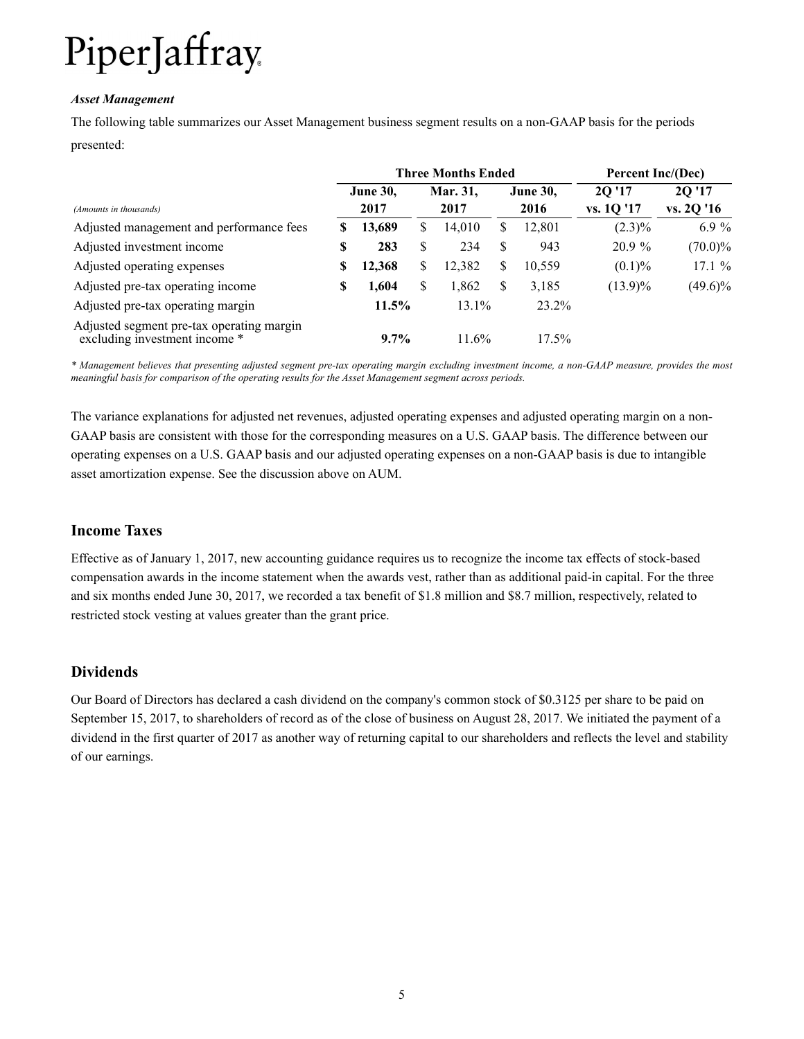### *Asset Management*

The following table summarizes our Asset Management business segment results on a non-GAAP basis for the periods presented:

| | Three Months Ended | | | Percent Inc/(Dec) | |
|---|---|---|---|---|---|
| *(Amounts in thousands)* | **June 30, 2017** | **Mar. 31, 2017** | **June 30, 2016** | **2Q '17 vs. 1Q '17** | **2Q '17 vs. 2Q '16** |
| Adjusted management and performance fees | **$ 13,689** | $ 14,010 | $ 12,801 | (2.3)% | 6.9 % |
| Adjusted investment income | **$ 283** | $ 234 | $ 943 | 20.9 % | (70.0)% |
| Adjusted operating expenses | **$ 12,368** | $ 12,382 | $ 10,559 | (0.1)% | 17.1 % |
| Adjusted pre-tax operating income | **$ 1,604** | $ 1,862 | $ 3,185 | (13.9)% | (49.6)% |
| Adjusted pre-tax operating margin | **11.5%** | 13.1% | 23.2% | | |
| Adjusted segment pre-tax operating margin excluding investment income * | **9.7%** | 11.6% | 17.5% | | |

*\* Management believes that presenting adjusted segment pre-tax operating margin excluding investment income, a non-GAAP measure, provides the most meaningful basis for comparison of the operating results for the Asset Management segment across periods.*

The variance explanations for adjusted net revenues, adjusted operating expenses and adjusted operating margin on a non-GAAP basis are consistent with those for the corresponding measures on a U.S. GAAP basis. The difference between our operating expenses on a U.S. GAAP basis and our adjusted operating expenses on a non-GAAP basis is due to intangible asset amortization expense. See the discussion above on AUM.

## Income Taxes

Effective as of January 1, 2017, new accounting guidance requires us to recognize the income tax effects of stock-based compensation awards in the income statement when the awards vest, rather than as additional paid-in capital. For the three and six months ended June 30, 2017, we recorded a tax benefit of $1.8 million and $8.7 million, respectively, related to restricted stock vesting at values greater than the grant price.

## Dividends

Our Board of Directors has declared a cash dividend on the company's common stock of $0.3125 per share to be paid on September 15, 2017, to shareholders of record as of the close of business on August 28, 2017. We initiated the payment of a dividend in the first quarter of 2017 as another way of returning capital to our shareholders and reflects the level and stability of our earnings.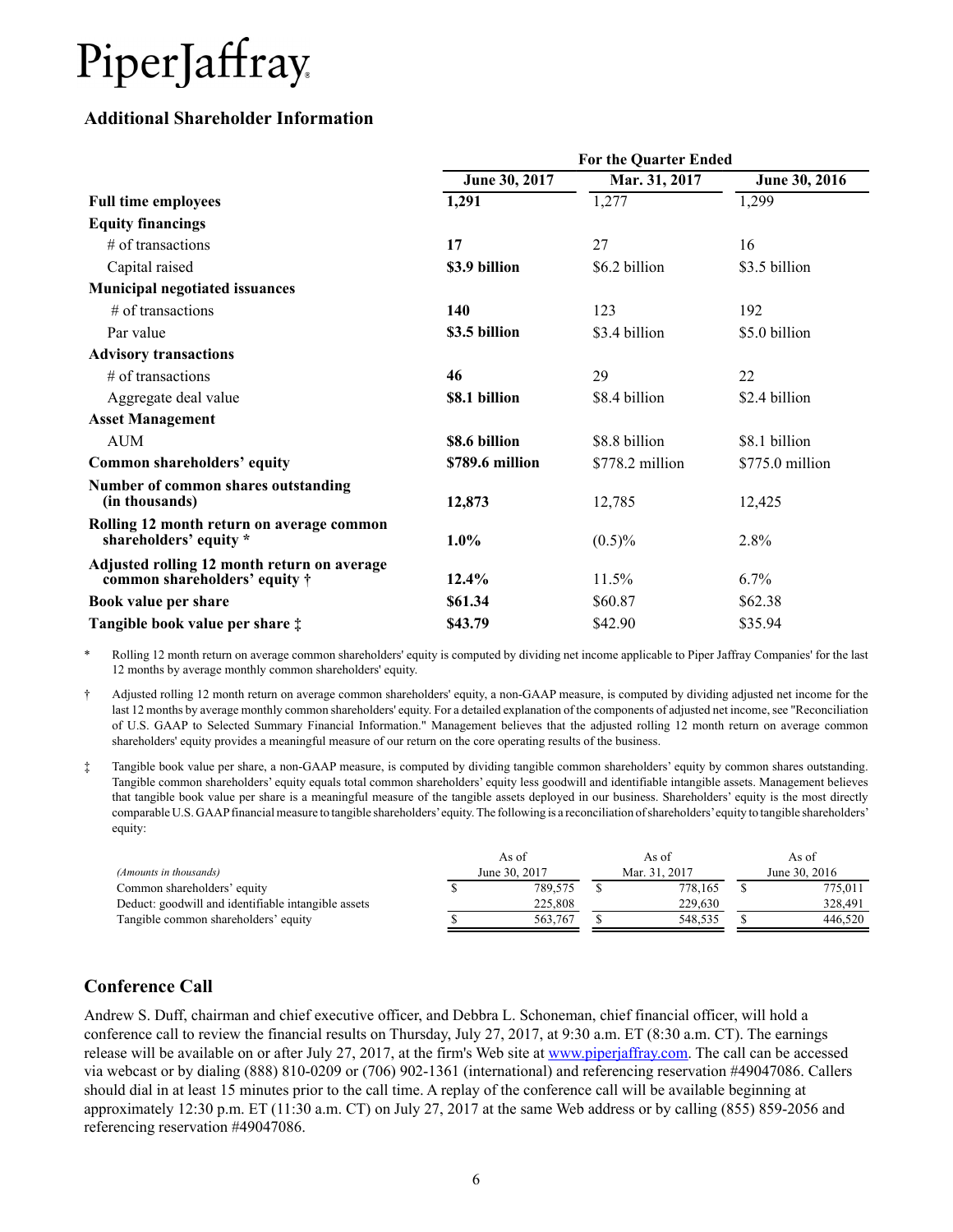PiperJaffray

## Additional Shareholder Information

| | For the Quarter Ended | | |
|---|---|---|---|
| | **June 30, 2017** | **Mar. 31, 2017** | **June 30, 2016** |
| **Full time employees** | **1,291** | 1,277 | 1,299 |
| **Equity financings** | | | |
| # of transactions | **17** | 27 | 16 |
| Capital raised | **$3.9 billion** | $6.2 billion | $3.5 billion |
| **Municipal negotiated issuances** | | | |
| # of transactions | **140** | 123 | 192 |
| Par value | **$3.5 billion** | $3.4 billion | $5.0 billion |
| **Advisory transactions** | | | |
| # of transactions | **46** | 29 | 22 |
| Aggregate deal value | **$8.1 billion** | $8.4 billion | $2.4 billion |
| **Asset Management** | | | |
| AUM | **$8.6 billion** | $8.8 billion | $8.1 billion |
| **Common shareholders' equity** | **$789.6 million** | $778.2 million | $775.0 million |
| **Number of common shares outstanding (in thousands)** | **12,873** | 12,785 | 12,425 |
| **Rolling 12 month return on average common shareholders' equity *** | **1.0%** | (0.5)% | 2.8% |
| **Adjusted rolling 12 month return on average common shareholders' equity †** | **12.4%** | 11.5% | 6.7% |
| **Book value per share** | **$61.34** | $60.87 | $62.38 |
| **Tangible book value per share ‡** | **$43.79** | $42.90 | $35.94 |

\* Rolling 12 month return on average common shareholders' equity is computed by dividing net income applicable to Piper Jaffray Companies' for the last 12 months by average monthly common shareholders' equity.

† Adjusted rolling 12 month return on average common shareholders' equity, a non-GAAP measure, is computed by dividing adjusted net income for the last 12 months by average monthly common shareholders' equity. For a detailed explanation of the components of adjusted net income, see "Reconciliation of U.S. GAAP to Selected Summary Financial Information." Management believes that the adjusted rolling 12 month return on average common shareholders' equity provides a meaningful measure of our return on the core operating results of the business.

‡ Tangible book value per share, a non-GAAP measure, is computed by dividing tangible common shareholders' equity by common shares outstanding. Tangible common shareholders' equity equals total common shareholders' equity less goodwill and identifiable intangible assets. Management believes that tangible book value per share is a meaningful measure of the tangible assets deployed in our business. Shareholders' equity is the most directly comparable U.S. GAAP financial measure to tangible shareholders' equity. The following is a reconciliation of shareholders' equity to tangible shareholders' equity:

| *(Amounts in thousands)* | As of June 30, 2017 | As of Mar. 31, 2017 | As of June 30, 2016 |
|---|---|---|---|
| Common shareholders' equity | $ 789,575 | $ 778,165 | $ 775,011 |
| Deduct: goodwill and identifiable intangible assets | 225,808 | 229,630 | 328,491 |
| Tangible common shareholders' equity | $ 563,767 | $ 548,535 | $ 446,520 |

## Conference Call

Andrew S. Duff, chairman and chief executive officer, and Debbra L. Schoneman, chief financial officer, will hold a conference call to review the financial results on Thursday, July 27, 2017, at 9:30 a.m. ET (8:30 a.m. CT). The earnings release will be available on or after July 27, 2017, at the firm's Web site at www.piperjaffray.com. The call can be accessed via webcast or by dialing (888) 810-0209 or (706) 902-1361 (international) and referencing reservation #49047086. Callers should dial in at least 15 minutes prior to the call time. A replay of the conference call will be available beginning at approximately 12:30 p.m. ET (11:30 a.m. CT) on July 27, 2017 at the same Web address or by calling (855) 859-2056 and referencing reservation #49047086.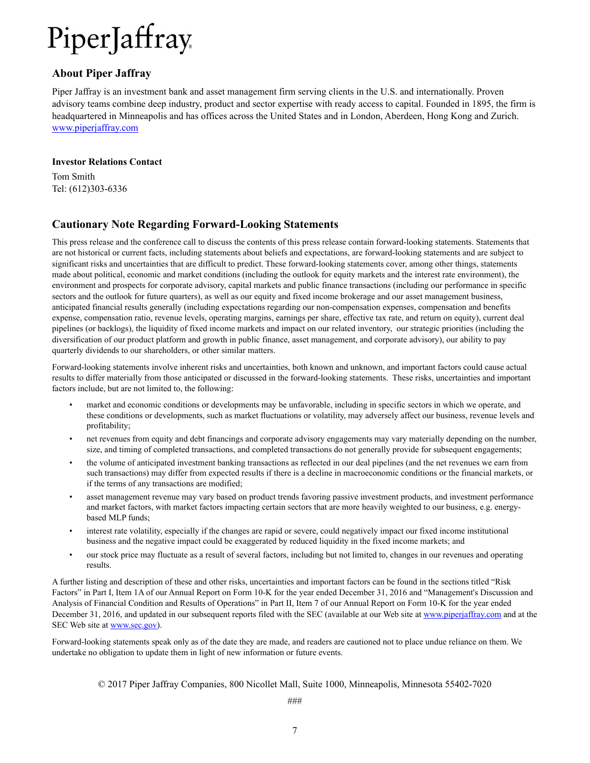PiperJaffray

## About Piper Jaffray

Piper Jaffray is an investment bank and asset management firm serving clients in the U.S. and internationally. Proven advisory teams combine deep industry, product and sector expertise with ready access to capital. Founded in 1895, the firm is headquartered in Minneapolis and has offices across the United States and in London, Aberdeen, Hong Kong and Zurich. www.piperjaffray.com

**Investor Relations Contact**

Tom Smith
Tel: (612)303-6336

## Cautionary Note Regarding Forward-Looking Statements

This press release and the conference call to discuss the contents of this press release contain forward-looking statements. Statements that are not historical or current facts, including statements about beliefs and expectations, are forward-looking statements and are subject to significant risks and uncertainties that are difficult to predict. These forward-looking statements cover, among other things, statements made about political, economic and market conditions (including the outlook for equity markets and the interest rate environment), the environment and prospects for corporate advisory, capital markets and public finance transactions (including our performance in specific sectors and the outlook for future quarters), as well as our equity and fixed income brokerage and our asset management business, anticipated financial results generally (including expectations regarding our non-compensation expenses, compensation and benefits expense, compensation ratio, revenue levels, operating margins, earnings per share, effective tax rate, and return on equity), current deal pipelines (or backlogs), the liquidity of fixed income markets and impact on our related inventory, our strategic priorities (including the diversification of our product platform and growth in public finance, asset management, and corporate advisory), our ability to pay quarterly dividends to our shareholders, or other similar matters.

Forward-looking statements involve inherent risks and uncertainties, both known and unknown, and important factors could cause actual results to differ materially from those anticipated or discussed in the forward-looking statements. These risks, uncertainties and important factors include, but are not limited to, the following:

- market and economic conditions or developments may be unfavorable, including in specific sectors in which we operate, and these conditions or developments, such as market fluctuations or volatility, may adversely affect our business, revenue levels and profitability;
- net revenues from equity and debt financings and corporate advisory engagements may vary materially depending on the number, size, and timing of completed transactions, and completed transactions do not generally provide for subsequent engagements;
- the volume of anticipated investment banking transactions as reflected in our deal pipelines (and the net revenues we earn from such transactions) may differ from expected results if there is a decline in macroeconomic conditions or the financial markets, or if the terms of any transactions are modified;
- asset management revenue may vary based on product trends favoring passive investment products, and investment performance and market factors, with market factors impacting certain sectors that are more heavily weighted to our business, e.g. energy-based MLP funds;
- interest rate volatility, especially if the changes are rapid or severe, could negatively impact our fixed income institutional business and the negative impact could be exaggerated by reduced liquidity in the fixed income markets; and
- our stock price may fluctuate as a result of several factors, including but not limited to, changes in our revenues and operating results.

A further listing and description of these and other risks, uncertainties and important factors can be found in the sections titled "Risk Factors" in Part I, Item 1A of our Annual Report on Form 10-K for the year ended December 31, 2016 and "Management's Discussion and Analysis of Financial Condition and Results of Operations" in Part II, Item 7 of our Annual Report on Form 10-K for the year ended December 31, 2016, and updated in our subsequent reports filed with the SEC (available at our Web site at www.piperjaffray.com and at the SEC Web site at www.sec.gov).

Forward-looking statements speak only as of the date they are made, and readers are cautioned not to place undue reliance on them. We undertake no obligation to update them in light of new information or future events.

© 2017 Piper Jaffray Companies, 800 Nicollet Mall, Suite 1000, Minneapolis, Minnesota 55402-7020

###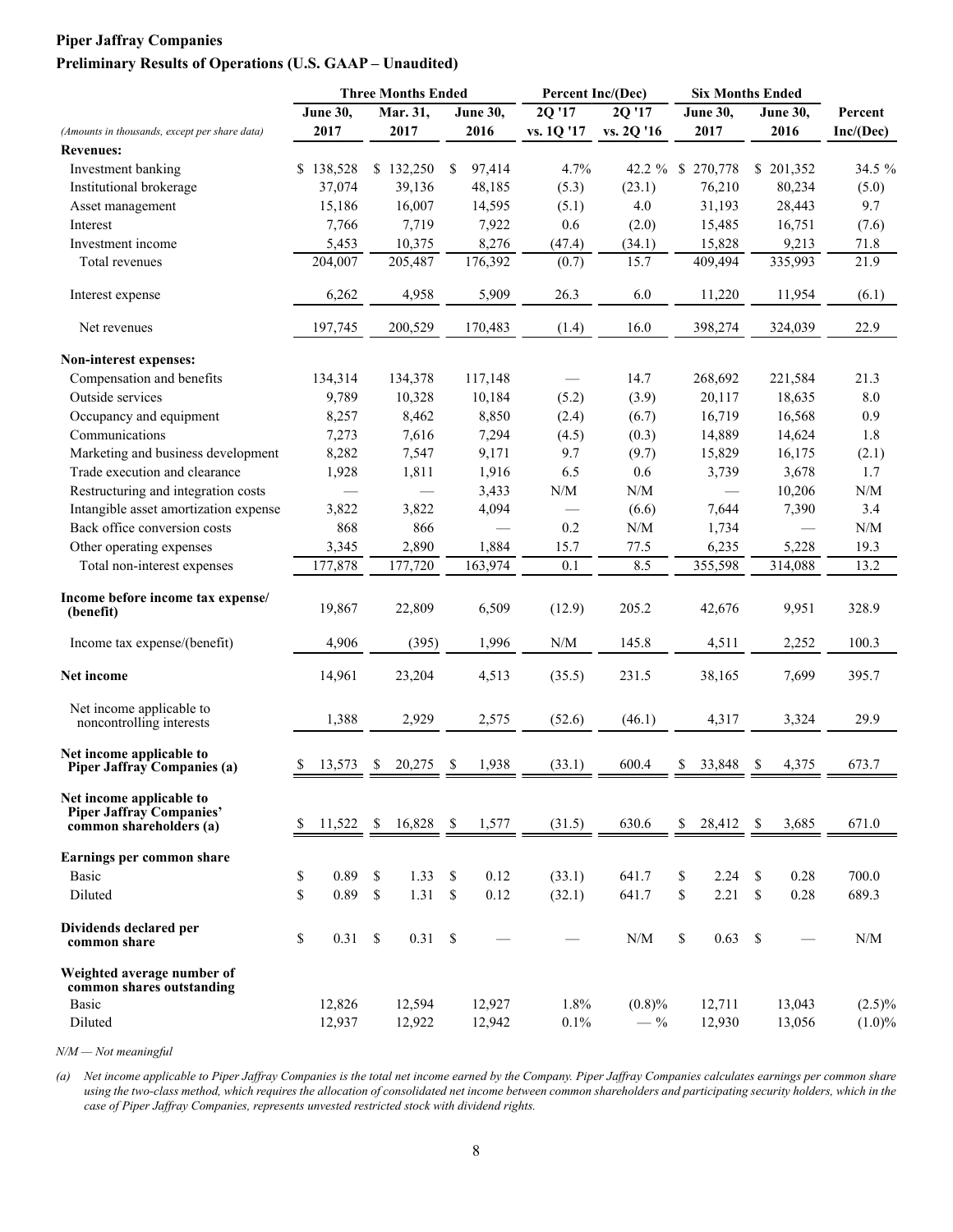**Piper Jaffray Companies**

**Preliminary Results of Operations (U.S. GAAP – Unaudited)**

| *(Amounts in thousands, except per share data)* | Three Months Ended | | | Percent Inc/(Dec) | | Six Months Ended | | |
|---|---|---|---|---|---|---|---|---|
| | June 30, 2017 | Mar. 31, 2017 | June 30, 2016 | 2Q '17 vs. 1Q '17 | 2Q '17 vs. 2Q '16 | June 30, 2017 | June 30, 2016 | Percent Inc/(Dec) |
| **Revenues:** | | | | | | | | |
| Investment banking | $ 138,528 | $ 132,250 | $ 97,414 | 4.7% | 42.2 % | $ 270,778 | $ 201,352 | 34.5 % |
| Institutional brokerage | 37,074 | 39,136 | 48,185 | (5.3) | (23.1) | 76,210 | 80,234 | (5.0) |
| Asset management | 15,186 | 16,007 | 14,595 | (5.1) | 4.0 | 31,193 | 28,443 | 9.7 |
| Interest | 7,766 | 7,719 | 7,922 | 0.6 | (2.0) | 15,485 | 16,751 | (7.6) |
| Investment income | 5,453 | 10,375 | 8,276 | (47.4) | (34.1) | 15,828 | 9,213 | 71.8 |
| Total revenues | 204,007 | 205,487 | 176,392 | (0.7) | 15.7 | 409,494 | 335,993 | 21.9 |
| Interest expense | 6,262 | 4,958 | 5,909 | 26.3 | 6.0 | 11,220 | 11,954 | (6.1) |
| Net revenues | 197,745 | 200,529 | 170,483 | (1.4) | 16.0 | 398,274 | 324,039 | 22.9 |
| **Non-interest expenses:** | | | | | | | | |
| Compensation and benefits | 134,314 | 134,378 | 117,148 | — | 14.7 | 268,692 | 221,584 | 21.3 |
| Outside services | 9,789 | 10,328 | 10,184 | (5.2) | (3.9) | 20,117 | 18,635 | 8.0 |
| Occupancy and equipment | 8,257 | 8,462 | 8,850 | (2.4) | (6.7) | 16,719 | 16,568 | 0.9 |
| Communications | 7,273 | 7,616 | 7,294 | (4.5) | (0.3) | 14,889 | 14,624 | 1.8 |
| Marketing and business development | 8,282 | 7,547 | 9,171 | 9.7 | (9.7) | 15,829 | 16,175 | (2.1) |
| Trade execution and clearance | 1,928 | 1,811 | 1,916 | 6.5 | 0.6 | 3,739 | 3,678 | 1.7 |
| Restructuring and integration costs | — | — | 3,433 | N/M | N/M | — | 10,206 | N/M |
| Intangible asset amortization expense | 3,822 | 3,822 | 4,094 | — | (6.6) | 7,644 | 7,390 | 3.4 |
| Back office conversion costs | 868 | 866 | — | 0.2 | N/M | 1,734 | — | N/M |
| Other operating expenses | 3,345 | 2,890 | 1,884 | 15.7 | 77.5 | 6,235 | 5,228 | 19.3 |
| Total non-interest expenses | 177,878 | 177,720 | 163,974 | 0.1 | 8.5 | 355,598 | 314,088 | 13.2 |
| **Income before income tax expense/ (benefit)** | 19,867 | 22,809 | 6,509 | (12.9) | 205.2 | 42,676 | 9,951 | 328.9 |
| Income tax expense/(benefit) | 4,906 | (395) | 1,996 | N/M | 145.8 | 4,511 | 2,252 | 100.3 |
| **Net income** | 14,961 | 23,204 | 4,513 | (35.5) | 231.5 | 38,165 | 7,699 | 395.7 |
| Net income applicable to noncontrolling interests | 1,388 | 2,929 | 2,575 | (52.6) | (46.1) | 4,317 | 3,324 | 29.9 |
| **Net income applicable to Piper Jaffray Companies (a)** | $ 13,573 | $ 20,275 | $ 1,938 | (33.1) | 600.4 | $ 33,848 | $ 4,375 | 673.7 |
| **Net income applicable to Piper Jaffray Companies' common shareholders (a)** | $ 11,522 | $ 16,828 | $ 1,577 | (31.5) | 630.6 | $ 28,412 | $ 3,685 | 671.0 |
| **Earnings per common share** | | | | | | | | |
| Basic | $ 0.89 | $ 1.33 | $ 0.12 | (33.1) | 641.7 | $ 2.24 | $ 0.28 | 700.0 |
| Diluted | $ 0.89 | $ 1.31 | $ 0.12 | (32.1) | 641.7 | $ 2.21 | $ 0.28 | 689.3 |
| **Dividends declared per common share** | $ 0.31 | $ 0.31 | $ — | — | N/M | $ 0.63 | $ — | N/M |
| **Weighted average number of common shares outstanding** | | | | | | | | |
| Basic | 12,826 | 12,594 | 12,927 | 1.8% | (0.8)% | 12,711 | 13,043 | (2.5)% |
| Diluted | 12,937 | 12,922 | 12,942 | 0.1% | — % | 12,930 | 13,056 | (1.0)% |

*N/M — Not meaningful*

*(a) Net income applicable to Piper Jaffray Companies is the total net income earned by the Company. Piper Jaffray Companies calculates earnings per common share using the two-class method, which requires the allocation of consolidated net income between common shareholders and participating security holders, which in the case of Piper Jaffray Companies, represents unvested restricted stock with dividend rights.*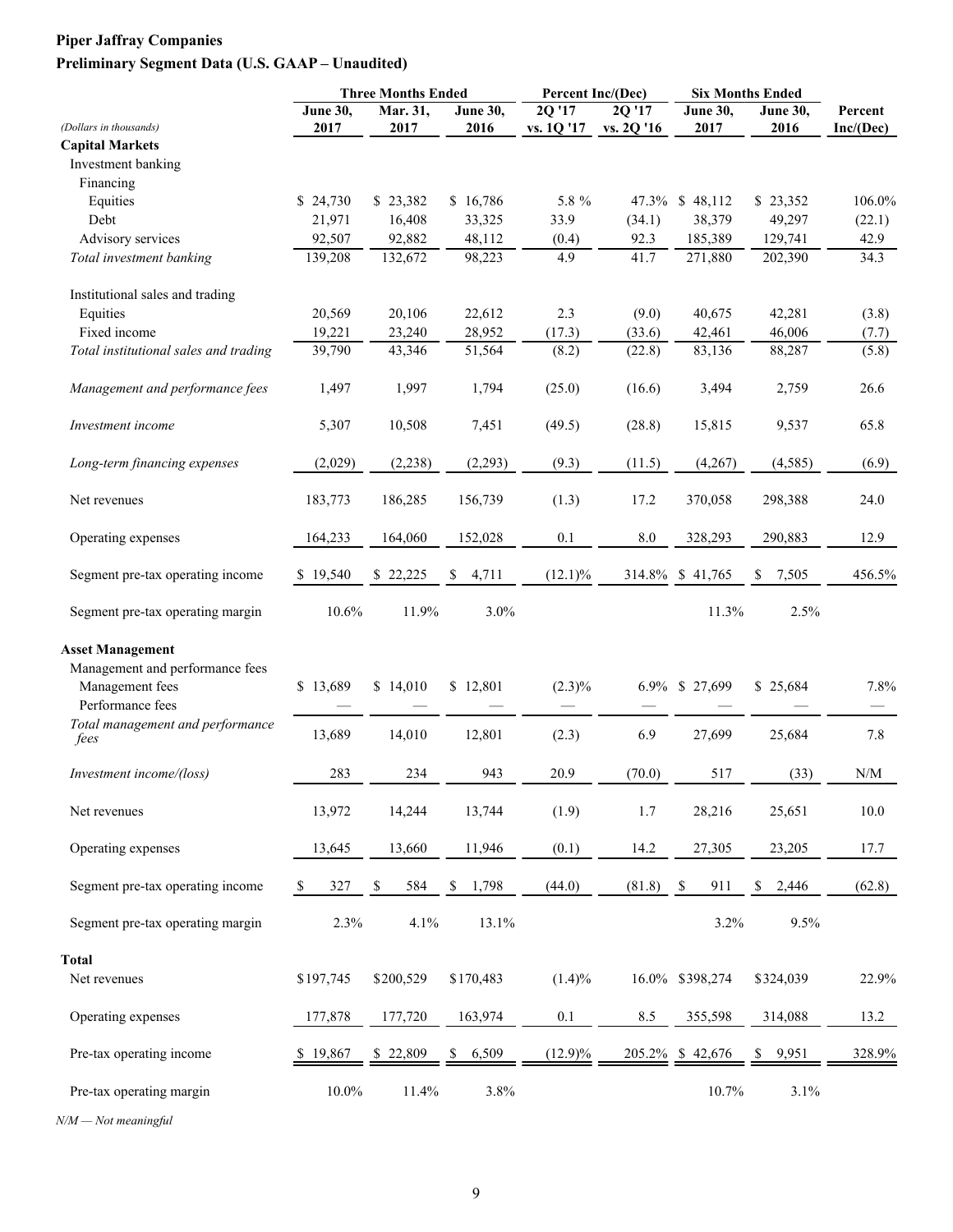**Piper Jaffray Companies**

**Preliminary Segment Data (U.S. GAAP – Unaudited)**

| *(Dollars in thousands)* | Three Months Ended June 30, 2017 | Three Months Ended Mar. 31, 2017 | Three Months Ended June 30, 2016 | Percent Inc/(Dec) 2Q '17 vs. 1Q '17 | Percent Inc/(Dec) 2Q '17 vs. 2Q '16 | Six Months Ended June 30, 2017 | Six Months Ended June 30, 2016 | Percent Inc/(Dec) |
|---|---|---|---|---|---|---|---|---|
| **Capital Markets** | | | | | | | | |
| Investment banking | | | | | | | | |
| Financing | | | | | | | | |
| Equities | $ 24,730 | $ 23,382 | $ 16,786 | 5.8 % | 47.3% | $ 48,112 | $ 23,352 | 106.0% |
| Debt | 21,971 | 16,408 | 33,325 | 33.9 | (34.1) | 38,379 | 49,297 | (22.1) |
| Advisory services | 92,507 | 92,882 | 48,112 | (0.4) | 92.3 | 185,389 | 129,741 | 42.9 |
| *Total investment banking* | 139,208 | 132,672 | 98,223 | 4.9 | 41.7 | 271,880 | 202,390 | 34.3 |
| Institutional sales and trading | | | | | | | | |
| Equities | 20,569 | 20,106 | 22,612 | 2.3 | (9.0) | 40,675 | 42,281 | (3.8) |
| Fixed income | 19,221 | 23,240 | 28,952 | (17.3) | (33.6) | 42,461 | 46,006 | (7.7) |
| *Total institutional sales and trading* | 39,790 | 43,346 | 51,564 | (8.2) | (22.8) | 83,136 | 88,287 | (5.8) |
| *Management and performance fees* | 1,497 | 1,997 | 1,794 | (25.0) | (16.6) | 3,494 | 2,759 | 26.6 |
| *Investment income* | 5,307 | 10,508 | 7,451 | (49.5) | (28.8) | 15,815 | 9,537 | 65.8 |
| *Long-term financing expenses* | (2,029) | (2,238) | (2,293) | (9.3) | (11.5) | (4,267) | (4,585) | (6.9) |
| Net revenues | 183,773 | 186,285 | 156,739 | (1.3) | 17.2 | 370,058 | 298,388 | 24.0 |
| Operating expenses | 164,233 | 164,060 | 152,028 | 0.1 | 8.0 | 328,293 | 290,883 | 12.9 |
| Segment pre-tax operating income | $ 19,540 | $ 22,225 | $ 4,711 | (12.1)% | 314.8% | $ 41,765 | $ 7,505 | 456.5% |
| Segment pre-tax operating margin | 10.6% | 11.9% | 3.0% | | | 11.3% | 2.5% | |
| **Asset Management** | | | | | | | | |
| Management and performance fees | | | | | | | | |
| Management fees | $ 13,689 | $ 14,010 | $ 12,801 | (2.3)% | 6.9% | $ 27,699 | $ 25,684 | 7.8% |
| Performance fees | — | — | — | — | — | — | — | — |
| *Total management and performance fees* | 13,689 | 14,010 | 12,801 | (2.3) | 6.9 | 27,699 | 25,684 | 7.8 |
| *Investment income/(loss)* | 283 | 234 | 943 | 20.9 | (70.0) | 517 | (33) | N/M |
| Net revenues | 13,972 | 14,244 | 13,744 | (1.9) | 1.7 | 28,216 | 25,651 | 10.0 |
| Operating expenses | 13,645 | 13,660 | 11,946 | (0.1) | 14.2 | 27,305 | 23,205 | 17.7 |
| Segment pre-tax operating income | $ 327 | $ 584 | $ 1,798 | (44.0) | (81.8) | $ 911 | $ 2,446 | (62.8) |
| Segment pre-tax operating margin | 2.3% | 4.1% | 13.1% | | | 3.2% | 9.5% | |
| **Total** | | | | | | | | |
| Net revenues | $197,745 | $200,529 | $170,483 | (1.4)% | 16.0% | $398,274 | $324,039 | 22.9% |
| Operating expenses | 177,878 | 177,720 | 163,974 | 0.1 | 8.5 | 355,598 | 314,088 | 13.2 |
| Pre-tax operating income | $ 19,867 | $ 22,809 | $ 6,509 | (12.9)% | 205.2% | $ 42,676 | $ 9,951 | 328.9% |
| Pre-tax operating margin | 10.0% | 11.4% | 3.8% | | | 10.7% | 3.1% | |

*N/M — Not meaningful*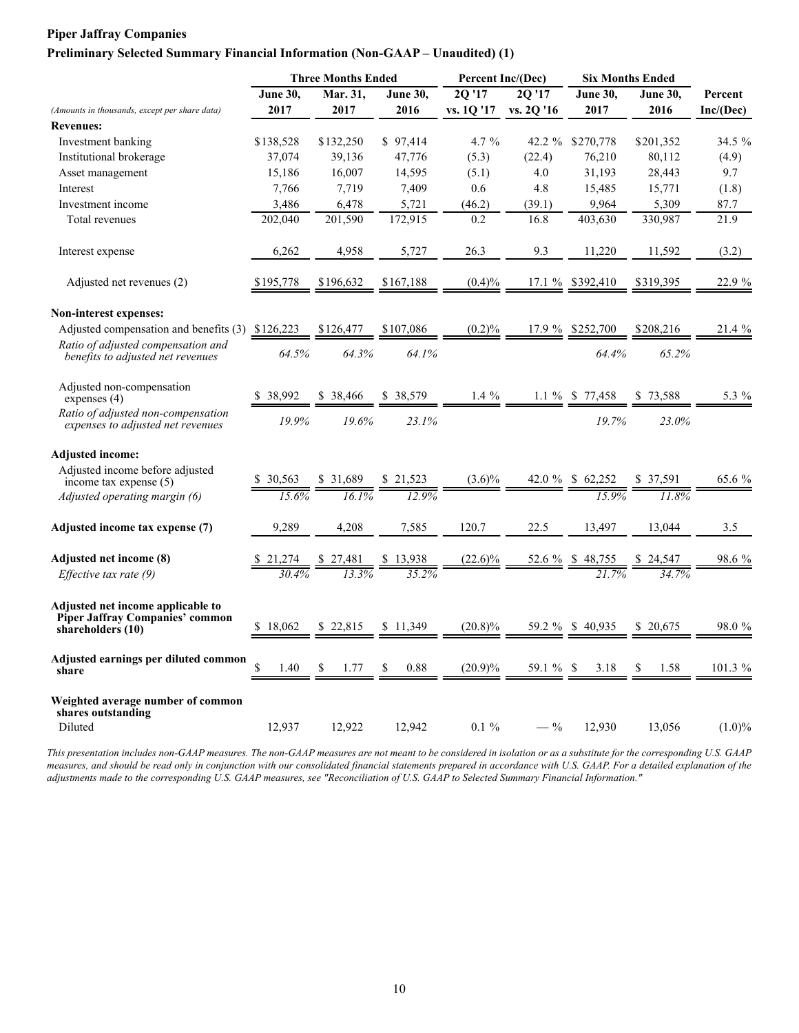**Piper Jaffray Companies**

**Preliminary Selected Summary Financial Information (Non-GAAP – Unaudited) (1)**

| *(Amounts in thousands, except per share data)* | Three Months Ended June 30, 2017 | Three Months Ended Mar. 31, 2017 | Three Months Ended June 30, 2016 | Percent Inc/(Dec) 2Q '17 vs. 1Q '17 | Percent Inc/(Dec) 2Q '17 vs. 2Q '16 | Six Months Ended June 30, 2017 | Six Months Ended June 30, 2016 | Percent Inc/(Dec) |
|---|---|---|---|---|---|---|---|---|
| **Revenues:** | | | | | | | | |
| Investment banking | $138,528 | $132,250 | $ 97,414 | 4.7 % | 42.2 % | $270,778 | $201,352 | 34.5 % |
| Institutional brokerage | 37,074 | 39,136 | 47,776 | (5.3) | (22.4) | 76,210 | 80,112 | (4.9) |
| Asset management | 15,186 | 16,007 | 14,595 | (5.1) | 4.0 | 31,193 | 28,443 | 9.7 |
| Interest | 7,766 | 7,719 | 7,409 | 0.6 | 4.8 | 15,485 | 15,771 | (1.8) |
| Investment income | 3,486 | 6,478 | 5,721 | (46.2) | (39.1) | 9,964 | 5,309 | 87.7 |
| Total revenues | 202,040 | 201,590 | 172,915 | 0.2 | 16.8 | 403,630 | 330,987 | 21.9 |
| Interest expense | 6,262 | 4,958 | 5,727 | 26.3 | 9.3 | 11,220 | 11,592 | (3.2) |
| Adjusted net revenues (2) | $195,778 | $196,632 | $167,188 | (0.4)% | 17.1 % | $392,410 | $319,395 | 22.9 % |
| **Non-interest expenses:** | | | | | | | | |
| Adjusted compensation and benefits (3) | $126,223 | $126,477 | $107,086 | (0.2)% | 17.9 % | $252,700 | $208,216 | 21.4 % |
| *Ratio of adjusted compensation and benefits to adjusted net revenues* | *64.5%* | *64.3%* | *64.1%* | | | *64.4%* | *65.2%* | |
| Adjusted non-compensation expenses (4) | $ 38,992 | $ 38,466 | $ 38,579 | 1.4 % | 1.1 % | $ 77,458 | $ 73,588 | 5.3 % |
| *Ratio of adjusted non-compensation expenses to adjusted net revenues* | *19.9%* | *19.6%* | *23.1%* | | | *19.7%* | *23.0%* | |
| **Adjusted income:** | | | | | | | | |
| Adjusted income before adjusted income tax expense (5) | $ 30,563 | $ 31,689 | $ 21,523 | (3.6)% | 42.0 % | $ 62,252 | $ 37,591 | 65.6 % |
| *Adjusted operating margin (6)* | *15.6%* | *16.1%* | *12.9%* | | | *15.9%* | *11.8%* | |
| **Adjusted income tax expense (7)** | 9,289 | 4,208 | 7,585 | 120.7 | 22.5 | 13,497 | 13,044 | 3.5 |
| **Adjusted net income (8)** | $ 21,274 | $ 27,481 | $ 13,938 | (22.6)% | 52.6 % | $ 48,755 | $ 24,547 | 98.6 % |
| *Effective tax rate (9)* | *30.4%* | *13.3%* | *35.2%* | | | *21.7%* | *34.7%* | |
| **Adjusted net income applicable to Piper Jaffray Companies' common shareholders (10)** | $ 18,062 | $ 22,815 | $ 11,349 | (20.8)% | 59.2 % | $ 40,935 | $ 20,675 | 98.0 % |
| **Adjusted earnings per diluted common share** | $ 1.40 | $ 1.77 | $ 0.88 | (20.9)% | 59.1 % | $ 3.18 | $ 1.58 | 101.3 % |
| **Weighted average number of common shares outstanding** | | | | | | | | |
| Diluted | 12,937 | 12,922 | 12,942 | 0.1 % | — % | 12,930 | 13,056 | (1.0)% |

*This presentation includes non-GAAP measures. The non-GAAP measures are not meant to be considered in isolation or as a substitute for the corresponding U.S. GAAP measures, and should be read only in conjunction with our consolidated financial statements prepared in accordance with U.S. GAAP. For a detailed explanation of the adjustments made to the corresponding U.S. GAAP measures, see "Reconciliation of U.S. GAAP to Selected Summary Financial Information."*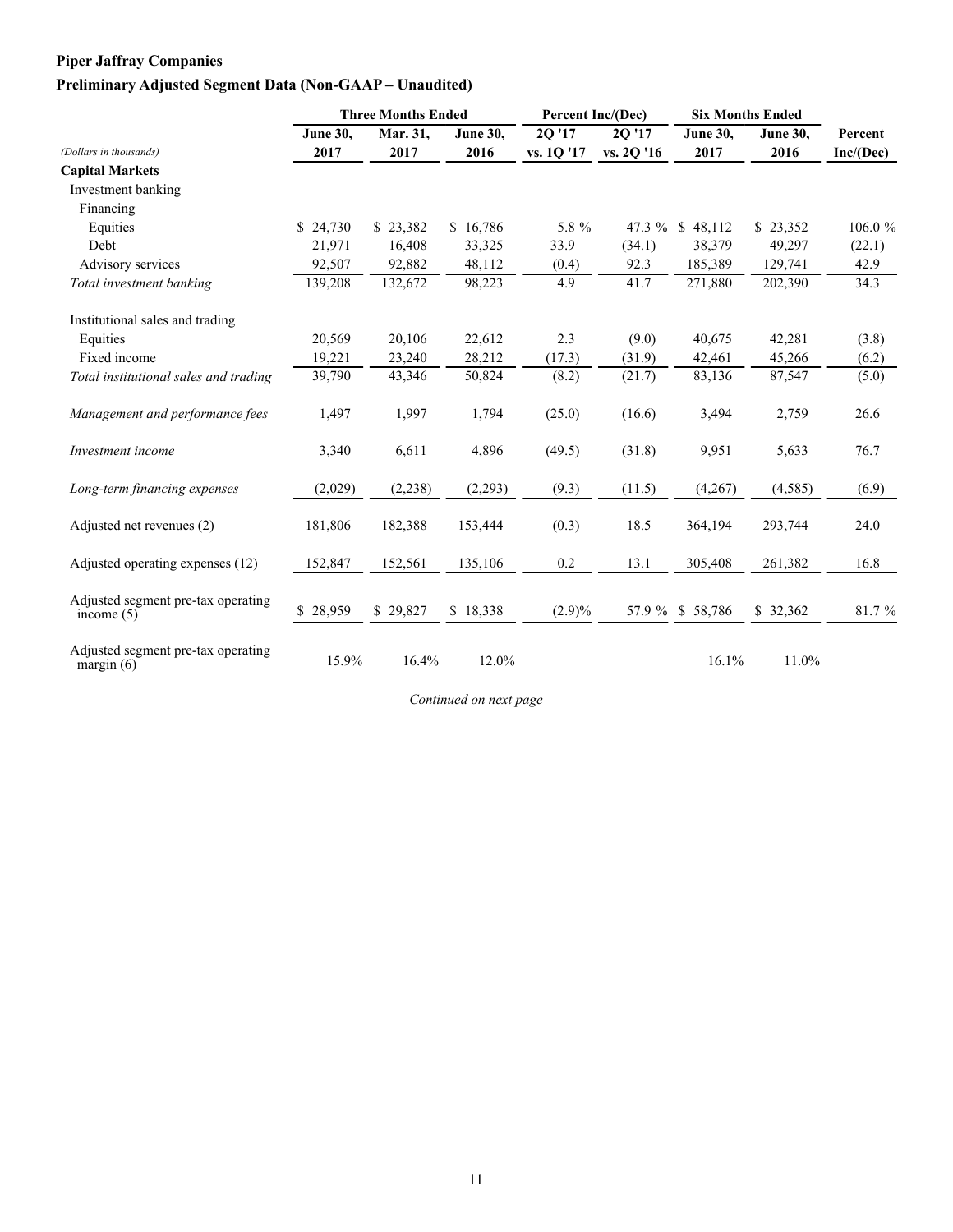**Piper Jaffray Companies**

**Preliminary Adjusted Segment Data (Non-GAAP – Unaudited)**

| | Three Months Ended | | | Percent Inc/(Dec) | | Six Months Ended | | |
|---|---|---|---|---|---|---|---|---|
| *(Dollars in thousands)* | June 30, 2017 | Mar. 31, 2017 | June 30, 2016 | 2Q '17 vs. 1Q '17 | 2Q '17 vs. 2Q '16 | June 30, 2017 | June 30, 2016 | Percent Inc/(Dec) |
| **Capital Markets** | | | | | | | | |
| Investment banking | | | | | | | | |
| Financing | | | | | | | | |
| Equities | $ 24,730 | $ 23,382 | $ 16,786 | 5.8 % | 47.3 % | $ 48,112 | $ 23,352 | 106.0 % |
| Debt | 21,971 | 16,408 | 33,325 | 33.9 | (34.1) | 38,379 | 49,297 | (22.1) |
| Advisory services | 92,507 | 92,882 | 48,112 | (0.4) | 92.3 | 185,389 | 129,741 | 42.9 |
| *Total investment banking* | 139,208 | 132,672 | 98,223 | 4.9 | 41.7 | 271,880 | 202,390 | 34.3 |
| | | | | | | | | |
| Institutional sales and trading | | | | | | | | |
| Equities | 20,569 | 20,106 | 22,612 | 2.3 | (9.0) | 40,675 | 42,281 | (3.8) |
| Fixed income | 19,221 | 23,240 | 28,212 | (17.3) | (31.9) | 42,461 | 45,266 | (6.2) |
| *Total institutional sales and trading* | 39,790 | 43,346 | 50,824 | (8.2) | (21.7) | 83,136 | 87,547 | (5.0) |
| | | | | | | | | |
| *Management and performance fees* | 1,497 | 1,997 | 1,794 | (25.0) | (16.6) | 3,494 | 2,759 | 26.6 |
| | | | | | | | | |
| *Investment income* | 3,340 | 6,611 | 4,896 | (49.5) | (31.8) | 9,951 | 5,633 | 76.7 |
| | | | | | | | | |
| *Long-term financing expenses* | (2,029) | (2,238) | (2,293) | (9.3) | (11.5) | (4,267) | (4,585) | (6.9) |
| | | | | | | | | |
| Adjusted net revenues (2) | 181,806 | 182,388 | 153,444 | (0.3) | 18.5 | 364,194 | 293,744 | 24.0 |
| | | | | | | | | |
| Adjusted operating expenses (12) | 152,847 | 152,561 | 135,106 | 0.2 | 13.1 | 305,408 | 261,382 | 16.8 |
| | | | | | | | | |
| Adjusted segment pre-tax operating income (5) | $ 28,959 | $ 29,827 | $ 18,338 | (2.9)% | 57.9 % | $ 58,786 | $ 32,362 | 81.7 % |
| | | | | | | | | |
| Adjusted segment pre-tax operating margin (6) | 15.9% | 16.4% | 12.0% | | | 16.1% | 11.0% | |

*Continued on next page*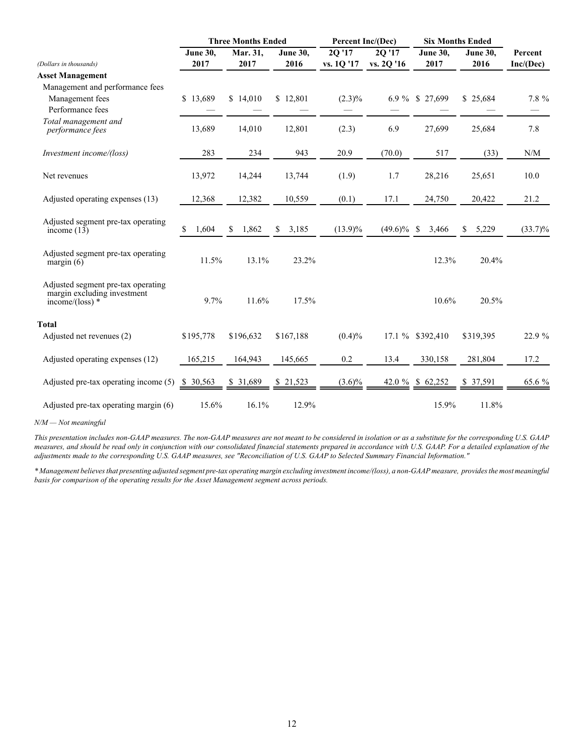| (Dollars in thousands) | Three Months Ended | | | Percent Inc/(Dec) | | Six Months Ended | | |
|---|---|---|---|---|---|---|---|---|
| | June 30, 2017 | Mar. 31, 2017 | June 30, 2016 | 2Q '17 vs. 1Q '17 | 2Q '17 vs. 2Q '16 | June 30, 2017 | June 30, 2016 | Percent Inc/(Dec) |
| **Asset Management** | | | | | | | | |
| Management and performance fees | | | | | | | | |
| Management fees | $ 13,689 | $ 14,010 | $ 12,801 | (2.3)% | 6.9 % | $ 27,699 | $ 25,684 | 7.8 % |
| Performance fees | — | — | — | — | — | — | — | — |
| *Total management and performance fees* | 13,689 | 14,010 | 12,801 | (2.3) | 6.9 | 27,699 | 25,684 | 7.8 |
| *Investment income/(loss)* | 283 | 234 | 943 | 20.9 | (70.0) | 517 | (33) | N/M |
| Net revenues | 13,972 | 14,244 | 13,744 | (1.9) | 1.7 | 28,216 | 25,651 | 10.0 |
| Adjusted operating expenses (13) | 12,368 | 12,382 | 10,559 | (0.1) | 17.1 | 24,750 | 20,422 | 21.2 |
| Adjusted segment pre-tax operating income (13) | $ 1,604 | $ 1,862 | $ 3,185 | (13.9)% | (49.6)% | $ 3,466 | $ 5,229 | (33.7)% |
| Adjusted segment pre-tax operating margin (6) | 11.5% | 13.1% | 23.2% | | | 12.3% | 20.4% | |
| Adjusted segment pre-tax operating margin excluding investment income/(loss) * | 9.7% | 11.6% | 17.5% | | | 10.6% | 20.5% | |
| **Total** | | | | | | | | |
| Adjusted net revenues (2) | $195,778 | $196,632 | $167,188 | (0.4)% | 17.1 % | $392,410 | $319,395 | 22.9 % |
| Adjusted operating expenses (12) | 165,215 | 164,943 | 145,665 | 0.2 | 13.4 | 330,158 | 281,804 | 17.2 |
| Adjusted pre-tax operating income (5) | $ 30,563 | $ 31,689 | $ 21,523 | (3.6)% | 42.0 % | $ 62,252 | $ 37,591 | 65.6 % |
| Adjusted pre-tax operating margin (6) | 15.6% | 16.1% | 12.9% | | | 15.9% | 11.8% | |

*N/M — Not meaningful*

*This presentation includes non-GAAP measures. The non-GAAP measures are not meant to be considered in isolation or as a substitute for the corresponding U.S. GAAP measures, and should be read only in conjunction with our consolidated financial statements prepared in accordance with U.S. GAAP. For a detailed explanation of the adjustments made to the corresponding U.S. GAAP measures, see "Reconciliation of U.S. GAAP to Selected Summary Financial Information."*

*\* Management believes that presenting adjusted segment pre-tax operating margin excluding investment income/(loss), a non-GAAP measure, provides the most meaningful basis for comparison of the operating results for the Asset Management segment across periods.*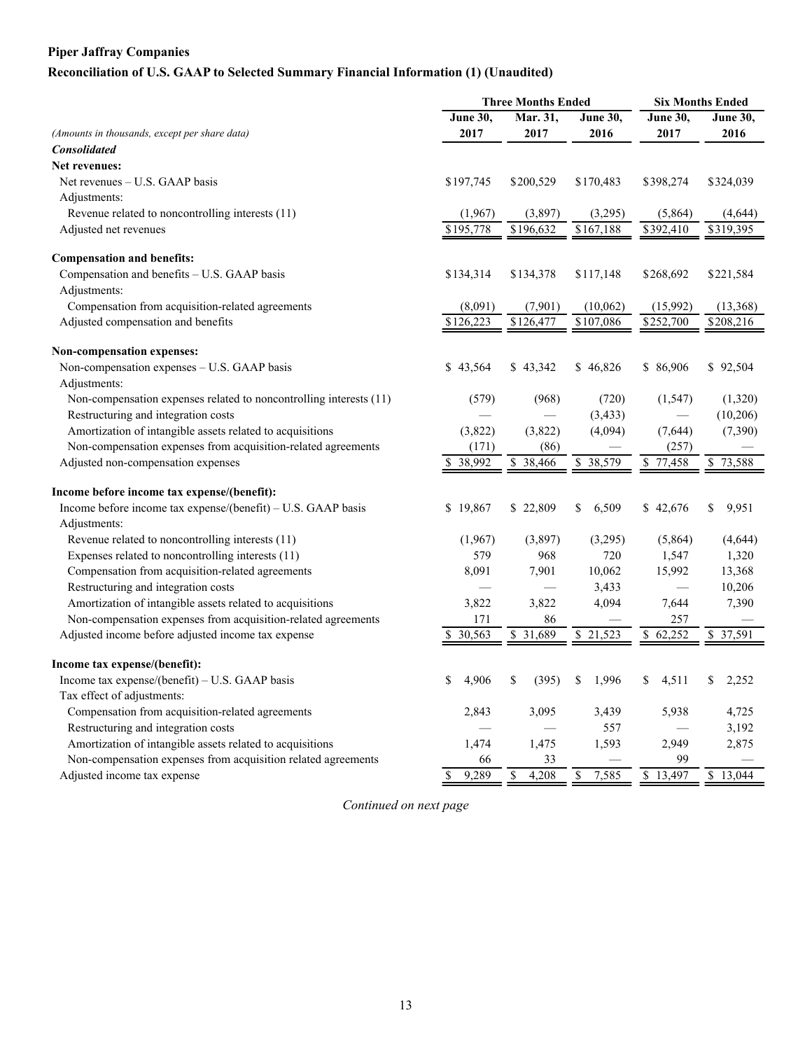**Piper Jaffray Companies**

**Reconciliation of U.S. GAAP to Selected Summary Financial Information (1) (Unaudited)**

| | Three Months Ended | | | Six Months Ended | |
|---|---|---|---|---|---|
| *(Amounts in thousands, except per share data)* | June 30, 2017 | Mar. 31, 2017 | June 30, 2016 | June 30, 2017 | June 30, 2016 |
| ***Consolidated*** | | | | | |
| **Net revenues:** | | | | | |
| Net revenues – U.S. GAAP basis | $197,745 | $200,529 | $170,483 | $398,274 | $324,039 |
| Adjustments: | | | | | |
| Revenue related to noncontrolling interests (11) | (1,967) | (3,897) | (3,295) | (5,864) | (4,644) |
| Adjusted net revenues | $195,778 | $196,632 | $167,188 | $392,410 | $319,395 |
| **Compensation and benefits:** | | | | | |
| Compensation and benefits – U.S. GAAP basis | $134,314 | $134,378 | $117,148 | $268,692 | $221,584 |
| Adjustments: | | | | | |
| Compensation from acquisition-related agreements | (8,091) | (7,901) | (10,062) | (15,992) | (13,368) |
| Adjusted compensation and benefits | $126,223 | $126,477 | $107,086 | $252,700 | $208,216 |
| **Non-compensation expenses:** | | | | | |
| Non-compensation expenses – U.S. GAAP basis | $ 43,564 | $ 43,342 | $ 46,826 | $ 86,906 | $ 92,504 |
| Adjustments: | | | | | |
| Non-compensation expenses related to noncontrolling interests (11) | (579) | (968) | (720) | (1,547) | (1,320) |
| Restructuring and integration costs | — | — | (3,433) | — | (10,206) |
| Amortization of intangible assets related to acquisitions | (3,822) | (3,822) | (4,094) | (7,644) | (7,390) |
| Non-compensation expenses from acquisition-related agreements | (171) | (86) | — | (257) | — |
| Adjusted non-compensation expenses | $ 38,992 | $ 38,466 | $ 38,579 | $ 77,458 | $ 73,588 |
| **Income before income tax expense/(benefit):** | | | | | |
| Income before income tax expense/(benefit) – U.S. GAAP basis | $ 19,867 | $ 22,809 | $ 6,509 | $ 42,676 | $ 9,951 |
| Adjustments: | | | | | |
| Revenue related to noncontrolling interests (11) | (1,967) | (3,897) | (3,295) | (5,864) | (4,644) |
| Expenses related to noncontrolling interests (11) | 579 | 968 | 720 | 1,547 | 1,320 |
| Compensation from acquisition-related agreements | 8,091 | 7,901 | 10,062 | 15,992 | 13,368 |
| Restructuring and integration costs | — | — | 3,433 | — | 10,206 |
| Amortization of intangible assets related to acquisitions | 3,822 | 3,822 | 4,094 | 7,644 | 7,390 |
| Non-compensation expenses from acquisition-related agreements | 171 | 86 | — | 257 | — |
| Adjusted income before adjusted income tax expense | $ 30,563 | $ 31,689 | $ 21,523 | $ 62,252 | $ 37,591 |
| **Income tax expense/(benefit):** | | | | | |
| Income tax expense/(benefit) – U.S. GAAP basis | $ 4,906 | $ (395) | $ 1,996 | $ 4,511 | $ 2,252 |
| Tax effect of adjustments: | | | | | |
| Compensation from acquisition-related agreements | 2,843 | 3,095 | 3,439 | 5,938 | 4,725 |
| Restructuring and integration costs | — | — | 557 | — | 3,192 |
| Amortization of intangible assets related to acquisitions | 1,474 | 1,475 | 1,593 | 2,949 | 2,875 |
| Non-compensation expenses from acquisition related agreements | 66 | 33 | — | 99 | — |
| Adjusted income tax expense | $ 9,289 | $ 4,208 | $ 7,585 | $ 13,497 | $ 13,044 |

*Continued on next page*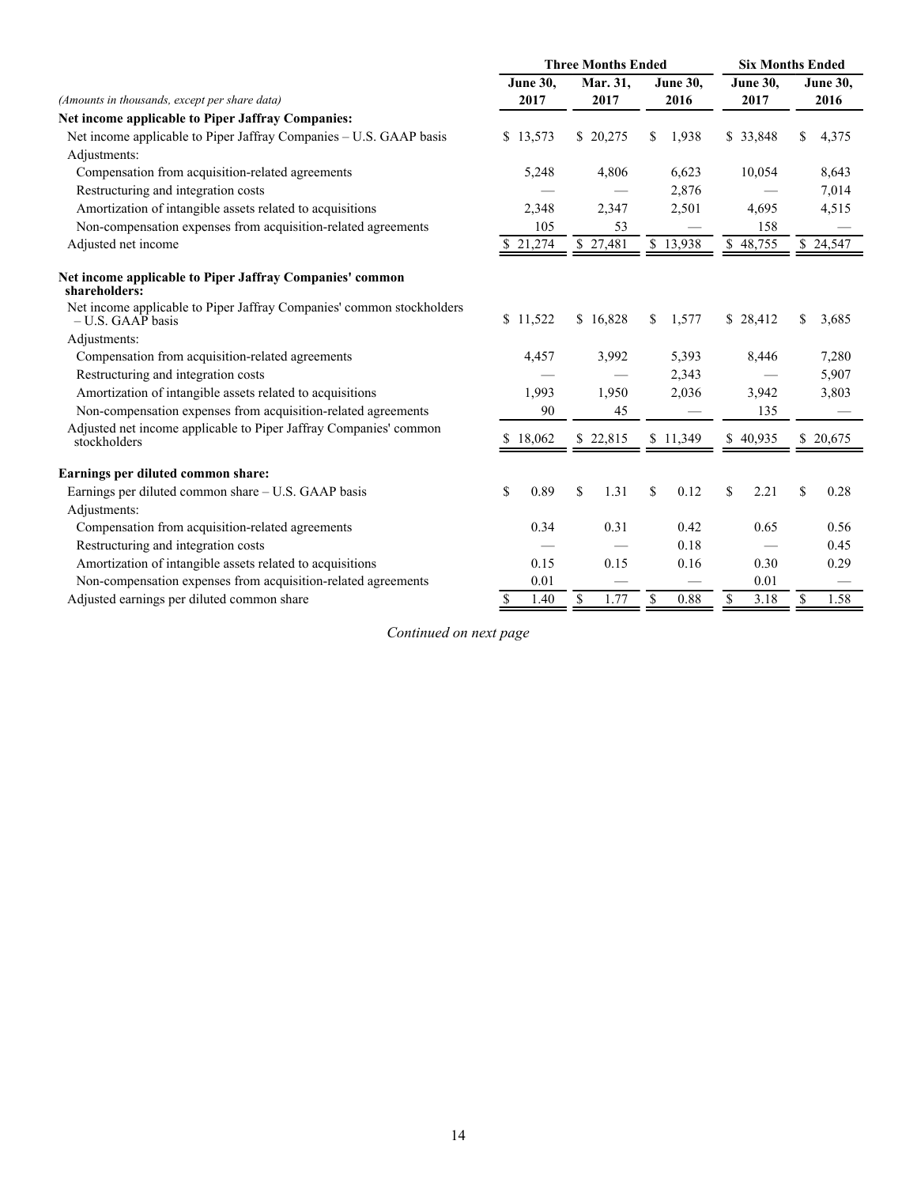| (Amounts in thousands, except per share data) | Three Months Ended | | | Six Months Ended | |
|---|---|---|---|---|---|
| | June 30, 2017 | Mar. 31, 2017 | June 30, 2016 | June 30, 2017 | June 30, 2016 |
| **Net income applicable to Piper Jaffray Companies:** | | | | | |
| Net income applicable to Piper Jaffray Companies – U.S. GAAP basis | $ 13,573 | $ 20,275 | $ 1,938 | $ 33,848 | $ 4,375 |
| Adjustments: | | | | | |
| Compensation from acquisition-related agreements | 5,248 | 4,806 | 6,623 | 10,054 | 8,643 |
| Restructuring and integration costs | — | — | 2,876 | — | 7,014 |
| Amortization of intangible assets related to acquisitions | 2,348 | 2,347 | 2,501 | 4,695 | 4,515 |
| Non-compensation expenses from acquisition-related agreements | 105 | 53 | — | 158 | — |
| Adjusted net income | $ 21,274 | $ 27,481 | $ 13,938 | $ 48,755 | $ 24,547 |
| **Net income applicable to Piper Jaffray Companies' common shareholders:** | | | | | |
| Net income applicable to Piper Jaffray Companies' common stockholders – U.S. GAAP basis | $ 11,522 | $ 16,828 | $ 1,577 | $ 28,412 | $ 3,685 |
| Adjustments: | | | | | |
| Compensation from acquisition-related agreements | 4,457 | 3,992 | 5,393 | 8,446 | 7,280 |
| Restructuring and integration costs | — | — | 2,343 | — | 5,907 |
| Amortization of intangible assets related to acquisitions | 1,993 | 1,950 | 2,036 | 3,942 | 3,803 |
| Non-compensation expenses from acquisition-related agreements | 90 | 45 | — | 135 | — |
| Adjusted net income applicable to Piper Jaffray Companies' common stockholders | $ 18,062 | $ 22,815 | $ 11,349 | $ 40,935 | $ 20,675 |
| **Earnings per diluted common share:** | | | | | |
| Earnings per diluted common share – U.S. GAAP basis | $ 0.89 | $ 1.31 | $ 0.12 | $ 2.21 | $ 0.28 |
| Adjustments: | | | | | |
| Compensation from acquisition-related agreements | 0.34 | 0.31 | 0.42 | 0.65 | 0.56 |
| Restructuring and integration costs | — | — | 0.18 | — | 0.45 |
| Amortization of intangible assets related to acquisitions | 0.15 | 0.15 | 0.16 | 0.30 | 0.29 |
| Non-compensation expenses from acquisition-related agreements | 0.01 | — | — | 0.01 | — |
| Adjusted earnings per diluted common share | $ 1.40 | $ 1.77 | $ 0.88 | $ 3.18 | $ 1.58 |

*Continued on next page*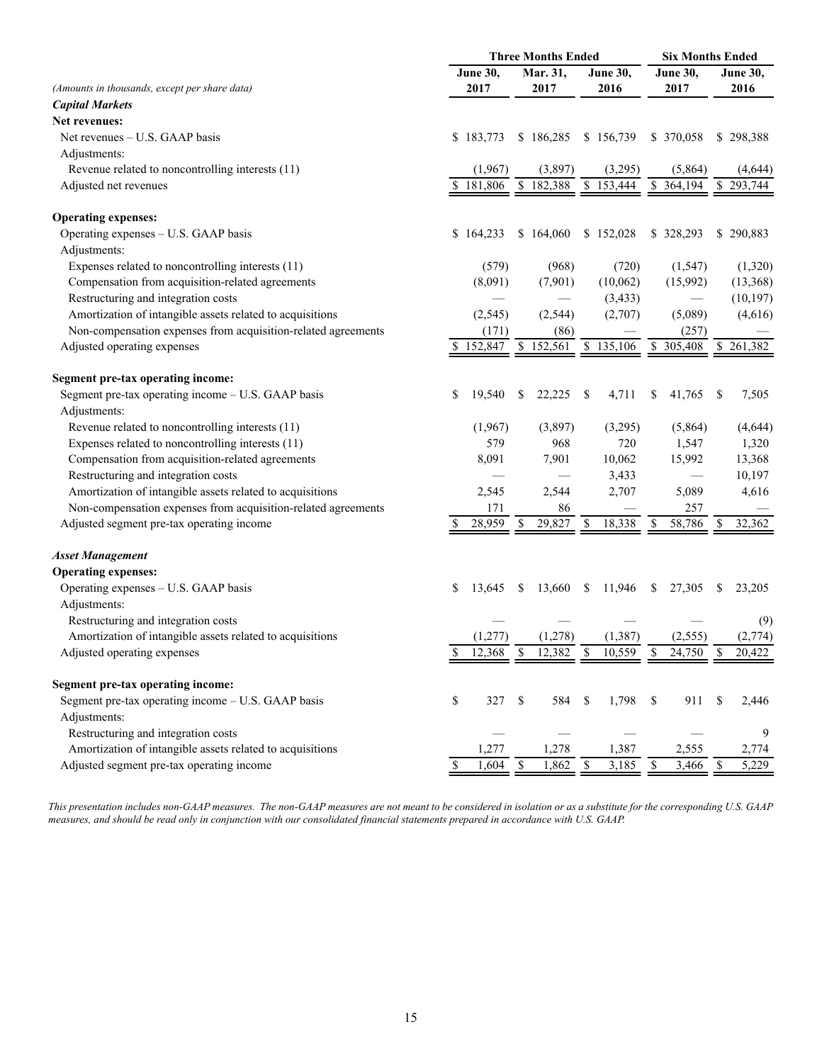| (Amounts in thousands, except per share data) | Three Months Ended | | | Six Months Ended | |
|---|---|---|---|---|---|
| | June 30, 2017 | Mar. 31, 2017 | June 30, 2016 | June 30, 2017 | June 30, 2016 |
| ***Capital Markets*** | | | | | |
| **Net revenues:** | | | | | |
| Net revenues – U.S. GAAP basis | $ 183,773 | $ 186,285 | $ 156,739 | $ 370,058 | $ 298,388 |
| Adjustments: | | | | | |
| Revenue related to noncontrolling interests (11) | (1,967) | (3,897) | (3,295) | (5,864) | (4,644) |
| Adjusted net revenues | $ 181,806 | $ 182,388 | $ 153,444 | $ 364,194 | $ 293,744 |
| **Operating expenses:** | | | | | |
| Operating expenses – U.S. GAAP basis | $ 164,233 | $ 164,060 | $ 152,028 | $ 328,293 | $ 290,883 |
| Adjustments: | | | | | |
| Expenses related to noncontrolling interests (11) | (579) | (968) | (720) | (1,547) | (1,320) |
| Compensation from acquisition-related agreements | (8,091) | (7,901) | (10,062) | (15,992) | (13,368) |
| Restructuring and integration costs | — | — | (3,433) | — | (10,197) |
| Amortization of intangible assets related to acquisitions | (2,545) | (2,544) | (2,707) | (5,089) | (4,616) |
| Non-compensation expenses from acquisition-related agreements | (171) | (86) | — | (257) | — |
| Adjusted operating expenses | $ 152,847 | $ 152,561 | $ 135,106 | $ 305,408 | $ 261,382 |
| **Segment pre-tax operating income:** | | | | | |
| Segment pre-tax operating income – U.S. GAAP basis | $ 19,540 | $ 22,225 | $ 4,711 | $ 41,765 | $ 7,505 |
| Adjustments: | | | | | |
| Revenue related to noncontrolling interests (11) | (1,967) | (3,897) | (3,295) | (5,864) | (4,644) |
| Expenses related to noncontrolling interests (11) | 579 | 968 | 720 | 1,547 | 1,320 |
| Compensation from acquisition-related agreements | 8,091 | 7,901 | 10,062 | 15,992 | 13,368 |
| Restructuring and integration costs | — | — | 3,433 | — | 10,197 |
| Amortization of intangible assets related to acquisitions | 2,545 | 2,544 | 2,707 | 5,089 | 4,616 |
| Non-compensation expenses from acquisition-related agreements | 171 | 86 | — | 257 | — |
| Adjusted segment pre-tax operating income | $ 28,959 | $ 29,827 | $ 18,338 | $ 58,786 | $ 32,362 |
| ***Asset Management*** | | | | | |
| **Operating expenses:** | | | | | |
| Operating expenses – U.S. GAAP basis | $ 13,645 | $ 13,660 | $ 11,946 | $ 27,305 | $ 23,205 |
| Adjustments: | | | | | |
| Restructuring and integration costs | — | — | — | — | (9) |
| Amortization of intangible assets related to acquisitions | (1,277) | (1,278) | (1,387) | (2,555) | (2,774) |
| Adjusted operating expenses | $ 12,368 | $ 12,382 | $ 10,559 | $ 24,750 | $ 20,422 |
| **Segment pre-tax operating income:** | | | | | |
| Segment pre-tax operating income – U.S. GAAP basis | $ 327 | $ 584 | $ 1,798 | $ 911 | $ 2,446 |
| Adjustments: | | | | | |
| Restructuring and integration costs | — | — | — | — | 9 |
| Amortization of intangible assets related to acquisitions | 1,277 | 1,278 | 1,387 | 2,555 | 2,774 |
| Adjusted segment pre-tax operating income | $ 1,604 | $ 1,862 | $ 3,185 | $ 3,466 | $ 5,229 |

*This presentation includes non-GAAP measures. The non-GAAP measures are not meant to be considered in isolation or as a substitute for the corresponding U.S. GAAP measures, and should be read only in conjunction with our consolidated financial statements prepared in accordance with U.S. GAAP.*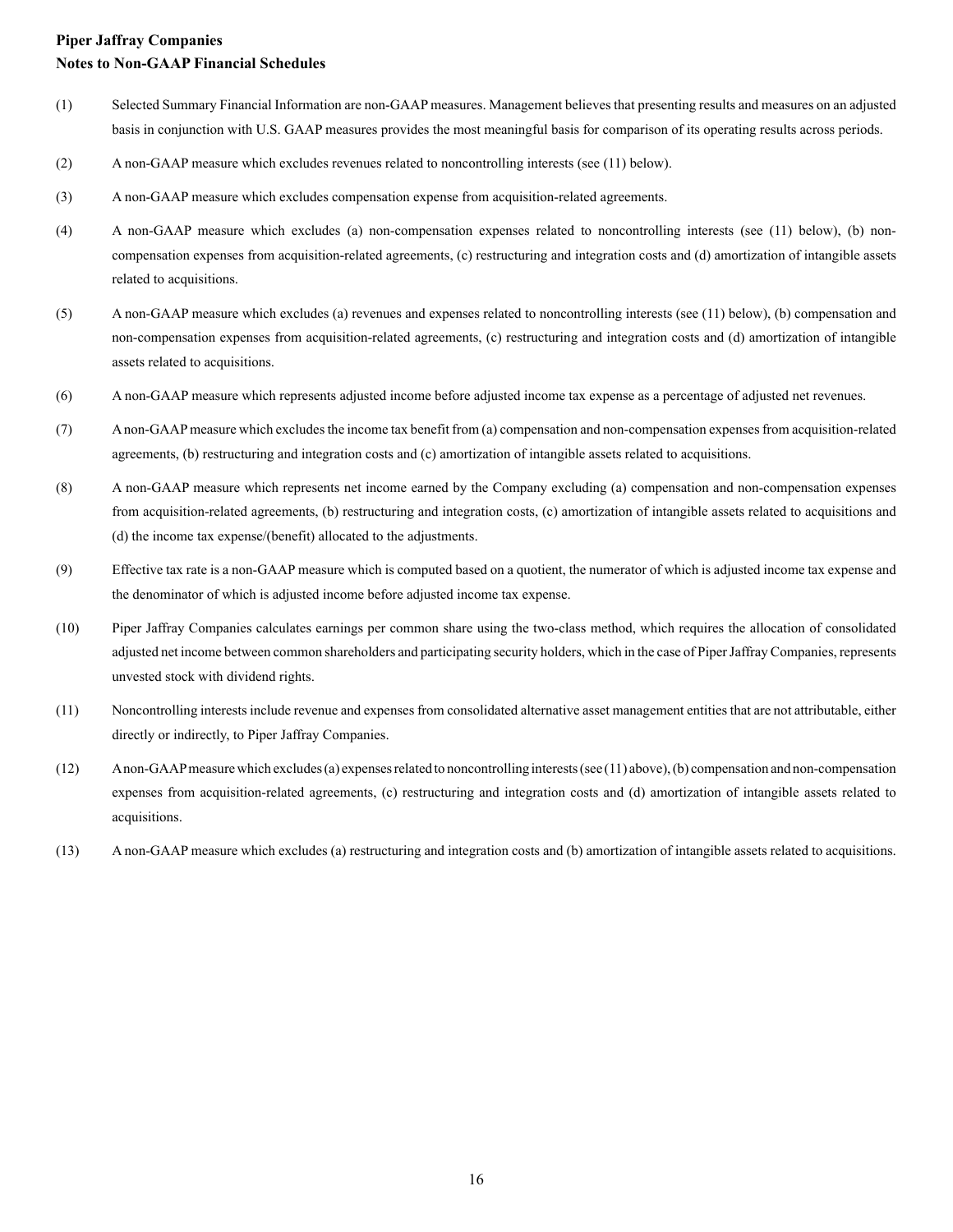**Piper Jaffray Companies**
**Notes to Non-GAAP Financial Schedules**

(1) Selected Summary Financial Information are non-GAAP measures. Management believes that presenting results and measures on an adjusted basis in conjunction with U.S. GAAP measures provides the most meaningful basis for comparison of its operating results across periods.

(2) A non-GAAP measure which excludes revenues related to noncontrolling interests (see (11) below).

(3) A non-GAAP measure which excludes compensation expense from acquisition-related agreements.

(4) A non-GAAP measure which excludes (a) non-compensation expenses related to noncontrolling interests (see (11) below), (b) non-compensation expenses from acquisition-related agreements, (c) restructuring and integration costs and (d) amortization of intangible assets related to acquisitions.

(5) A non-GAAP measure which excludes (a) revenues and expenses related to noncontrolling interests (see (11) below), (b) compensation and non-compensation expenses from acquisition-related agreements, (c) restructuring and integration costs and (d) amortization of intangible assets related to acquisitions.

(6) A non-GAAP measure which represents adjusted income before adjusted income tax expense as a percentage of adjusted net revenues.

(7) A non-GAAP measure which excludes the income tax benefit from (a) compensation and non-compensation expenses from acquisition-related agreements, (b) restructuring and integration costs and (c) amortization of intangible assets related to acquisitions.

(8) A non-GAAP measure which represents net income earned by the Company excluding (a) compensation and non-compensation expenses from acquisition-related agreements, (b) restructuring and integration costs, (c) amortization of intangible assets related to acquisitions and (d) the income tax expense/(benefit) allocated to the adjustments.

(9) Effective tax rate is a non-GAAP measure which is computed based on a quotient, the numerator of which is adjusted income tax expense and the denominator of which is adjusted income before adjusted income tax expense.

(10) Piper Jaffray Companies calculates earnings per common share using the two-class method, which requires the allocation of consolidated adjusted net income between common shareholders and participating security holders, which in the case of Piper Jaffray Companies, represents unvested stock with dividend rights.

(11) Noncontrolling interests include revenue and expenses from consolidated alternative asset management entities that are not attributable, either directly or indirectly, to Piper Jaffray Companies.

(12) A non-GAAP measure which excludes (a) expenses related to noncontrolling interests (see (11) above), (b) compensation and non-compensation expenses from acquisition-related agreements, (c) restructuring and integration costs and (d) amortization of intangible assets related to acquisitions.

(13) A non-GAAP measure which excludes (a) restructuring and integration costs and (b) amortization of intangible assets related to acquisitions.